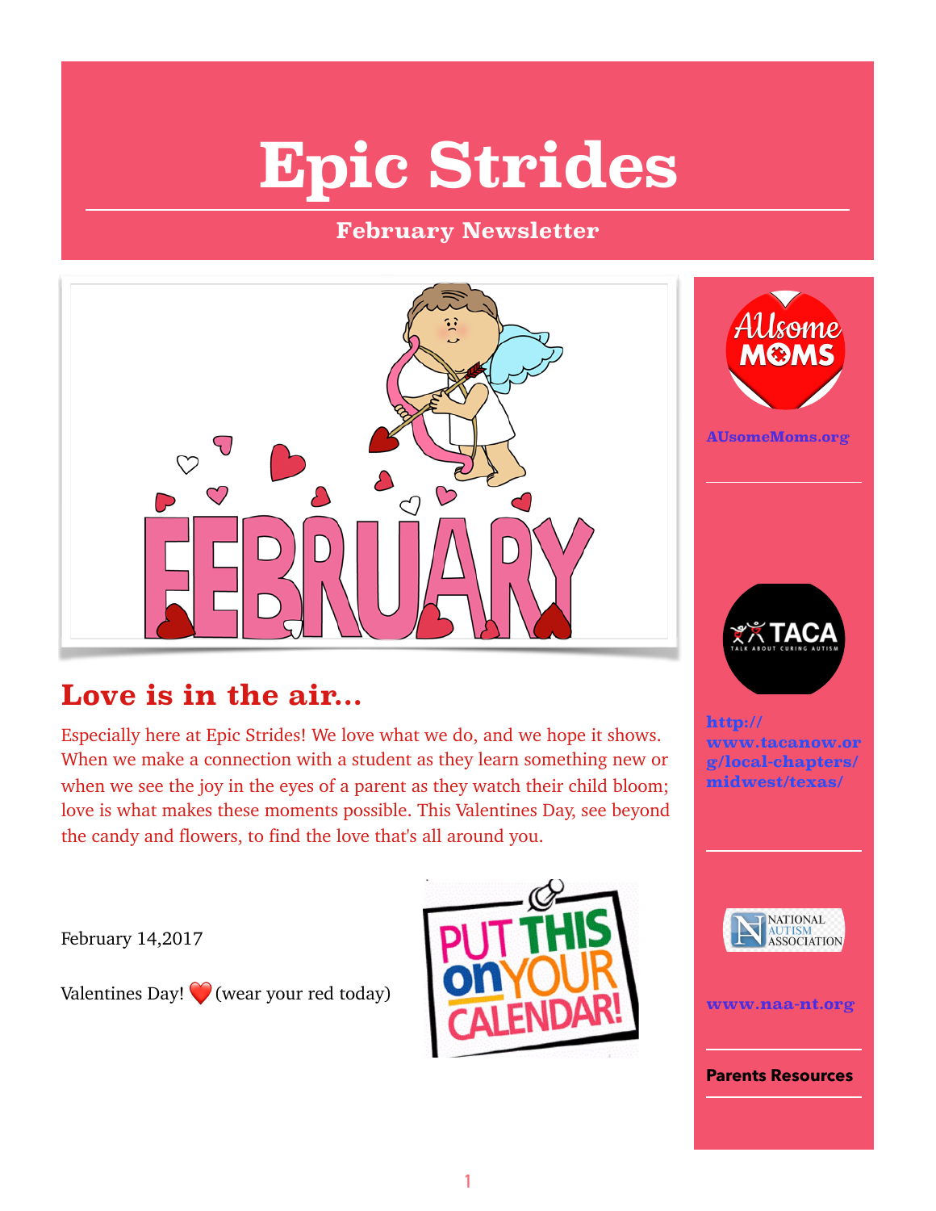# Epic Strides

## February Newsletter

## Love is in the air...

Especially here at Epic Strides! We love what we do, and we hope it shows. When we make a connection with a student as they learn something new or when we see the joy in the eyes of a parent as they watch their child bloom; love is what makes these moments possible. This Valentines Day, see beyond the candy and flowers, to find the love that's all around you.

February 14,2017

Valentines Day! ❤️ (wear your red today)

**AUsomeMoms.org**

**http://www.tacanow.org/local-chapters/midwest/texas/**

**www.naa-nt.org**

**Parents Resources**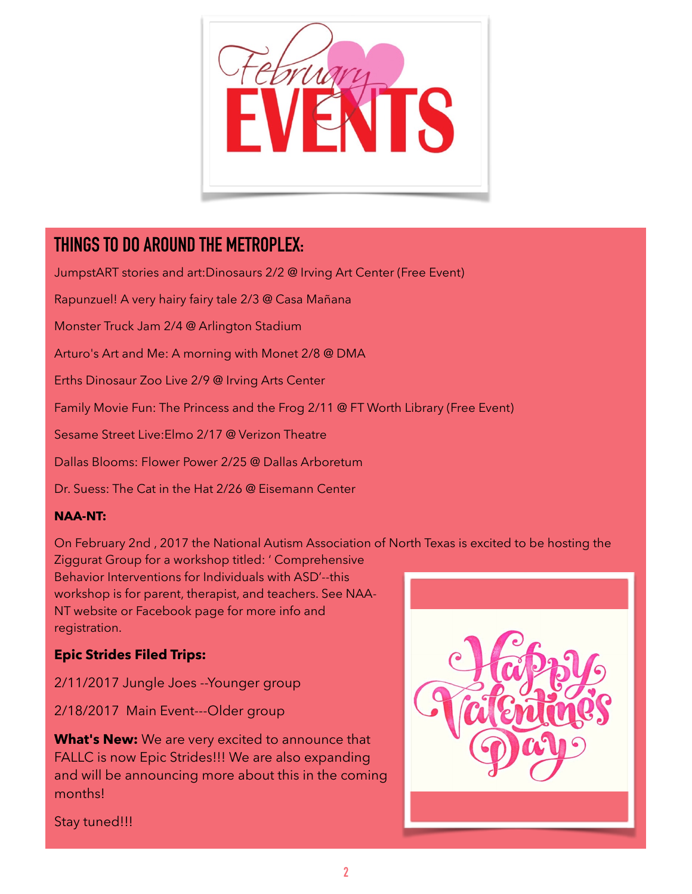# February EVENTS

## THINGS TO DO AROUND THE METROPLEX:

JumpstART stories and art:Dinosaurs 2/2 @ Irving Art Center (Free Event)

Rapunzuel! A very hairy fairy tale 2/3 @ Casa Mañana

Monster Truck Jam 2/4 @ Arlington Stadium

Arturo's Art and Me: A morning with Monet 2/8 @ DMA

Erths Dinosaur Zoo Live 2/9 @ Irving Arts Center

Family Movie Fun: The Princess and the Frog 2/11 @ FT Worth Library (Free Event)

Sesame Street Live:Elmo 2/17 @ Verizon Theatre

Dallas Blooms: Flower Power 2/25 @ Dallas Arboretum

Dr. Suess: The Cat in the Hat 2/26 @ Eisemann Center

**NAA-NT:**

On February 2nd , 2017 the National Autism Association of North Texas is excited to be hosting the Ziggurat Group for a workshop titled: ' Comprehensive Behavior Interventions for Individuals with ASD'--this workshop is for parent, therapist, and teachers. See NAA-NT website or Facebook page for more info and registration.

**Epic Strides Filed Trips:**

2/11/2017 Jungle Joes --Younger group

2/18/2017 Main Event---Older group

**What's New:** We are very excited to announce that FALLC is now Epic Strides!!! We are also expanding and will be announcing more about this in the coming months!

Stay tuned!!!

Happy Valentine's Day